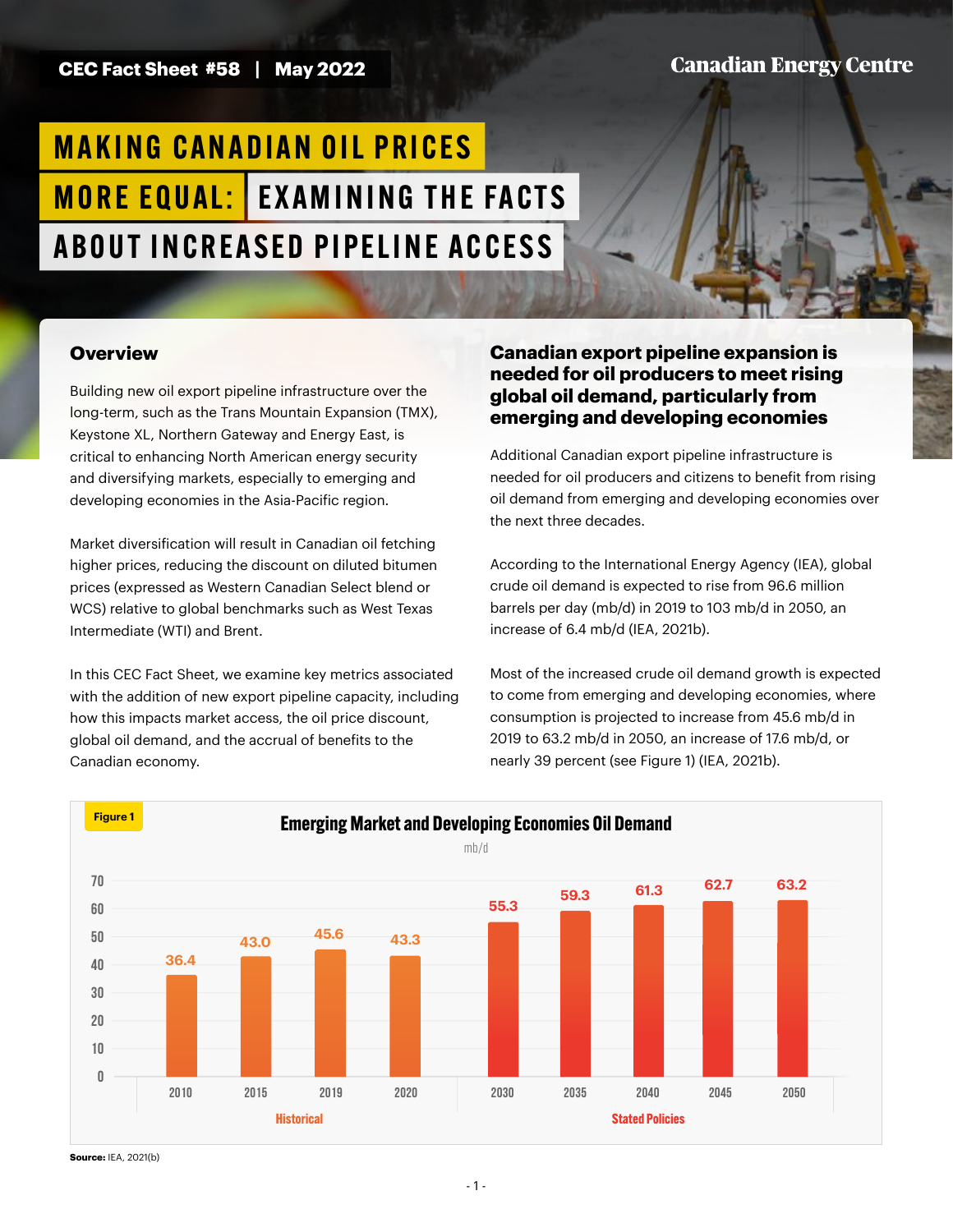CEC Fact Sheet #58 | May 2022

Canadian Energy Centre

# MAKING CANADIAN OIL PRICES MORE EQUAL: EXAMINING THE FACTS ABOUT INCREASED PIPELINE ACCESS

## Overview

Building new oil export pipeline infrastructure over the long-term, such as the Trans Mountain Expansion (TMX), Keystone XL, Northern Gateway and Energy East, is critical to enhancing North American energy security and diversifying markets, especially to emerging and developing economies in the Asia-Pacific region.

Market diversification will result in Canadian oil fetching higher prices, reducing the discount on diluted bitumen prices (expressed as Western Canadian Select blend or WCS) relative to global benchmarks such as West Texas Intermediate (WTI) and Brent.

In this CEC Fact Sheet, we examine key metrics associated with the addition of new export pipeline capacity, including how this impacts market access, the oil price discount, global oil demand, and the accrual of benefits to the Canadian economy.

## Canadian export pipeline expansion is needed for oil producers to meet rising global oil demand, particularly from emerging and developing economies

Additional Canadian export pipeline infrastructure is needed for oil producers and citizens to benefit from rising oil demand from emerging and developing economies over the next three decades.

According to the International Energy Agency (IEA), global crude oil demand is expected to rise from 96.6 million barrels per day (mb/d) in 2019 to 103 mb/d in 2050, an increase of 6.4 mb/d (IEA, 2021b).

Most of the increased crude oil demand growth is expected to come from emerging and developing economies, where consumption is projected to increase from 45.6 mb/d in 2019 to 63.2 mb/d in 2050, an increase of 17.6 mb/d, or nearly 39 percent (see Figure 1) (IEA, 2021b).

**Figure 1**

**Emerging Market and Developing Economies Oil Demand**

mb/d

| | Year | Oil Demand (mb/d) |
|---|---|---|
| Historical | 2010 | 36.4 |
| | 2015 | 43.0 |
| | 2019 | 45.6 |
| | 2020 | 43.3 |
| Stated Policies | 2030 | 55.3 |
| | 2035 | 59.3 |
| | 2040 | 61.3 |
| | 2045 | 62.7 |
| | 2050 | 63.2 |

**Source:** IEA, 2021(b)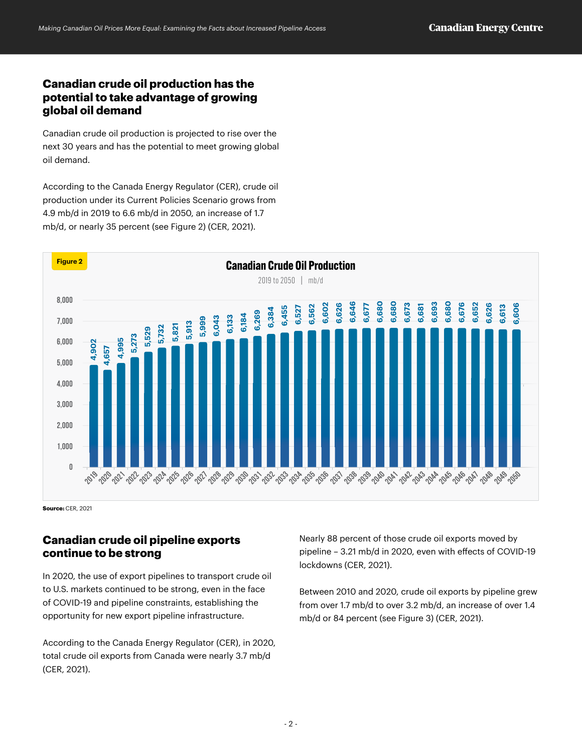## Canadian crude oil production has the potential to take advantage of growing global oil demand

Canadian crude oil production is projected to rise over the next 30 years and has the potential to meet growing global oil demand.

According to the Canada Energy Regulator (CER), crude oil production under its Current Policies Scenario grows from 4.9 mb/d in 2019 to 6.6 mb/d in 2050, an increase of 1.7 mb/d, or nearly 35 percent (see Figure 2) (CER, 2021).

Figure 2

**Canadian Crude Oil Production**

2019 to 2050 | mb/d

| Year | Production |
|---|---|
| 2019 | 4,902 |
| 2020 | 4,657 |
| 2021 | 4,995 |
| 2022 | 5,273 |
| 2023 | 5,529 |
| 2024 | 5,732 |
| 2025 | 5,821 |
| 2026 | 5,913 |
| 2027 | 5,999 |
| 2028 | 6,043 |
| 2029 | 6,133 |
| 2030 | 6,184 |
| 2031 | 6,269 |
| 2032 | 6,384 |
| 2033 | 6,455 |
| 2034 | 6,527 |
| 2035 | 6,562 |
| 2036 | 6,602 |
| 2037 | 6,626 |
| 2038 | 6,646 |
| 2039 | 6,677 |
| 2040 | 6,680 |
| 2041 | 6,680 |
| 2042 | 6,673 |
| 2043 | 6,681 |
| 2044 | 6,693 |
| 2045 | 6,680 |
| 2046 | 6,676 |
| 2047 | 6,652 |
| 2048 | 6,626 |
| 2049 | 6,613 |
| 2050 | 6,606 |

**Source:** CER, 2021

## Canadian crude oil pipeline exports continue to be strong

In 2020, the use of export pipelines to transport crude oil to U.S. markets continued to be strong, even in the face of COVID-19 and pipeline constraints, establishing the opportunity for new export pipeline infrastructure.

According to the Canada Energy Regulator (CER), in 2020, total crude oil exports from Canada were nearly 3.7 mb/d (CER, 2021).

Nearly 88 percent of those crude oil exports moved by pipeline – 3.21 mb/d in 2020, even with effects of COVID-19 lockdowns (CER, 2021).

Between 2010 and 2020, crude oil exports by pipeline grew from over 1.7 mb/d to over 3.2 mb/d, an increase of over 1.4 mb/d or 84 percent (see Figure 3) (CER, 2021).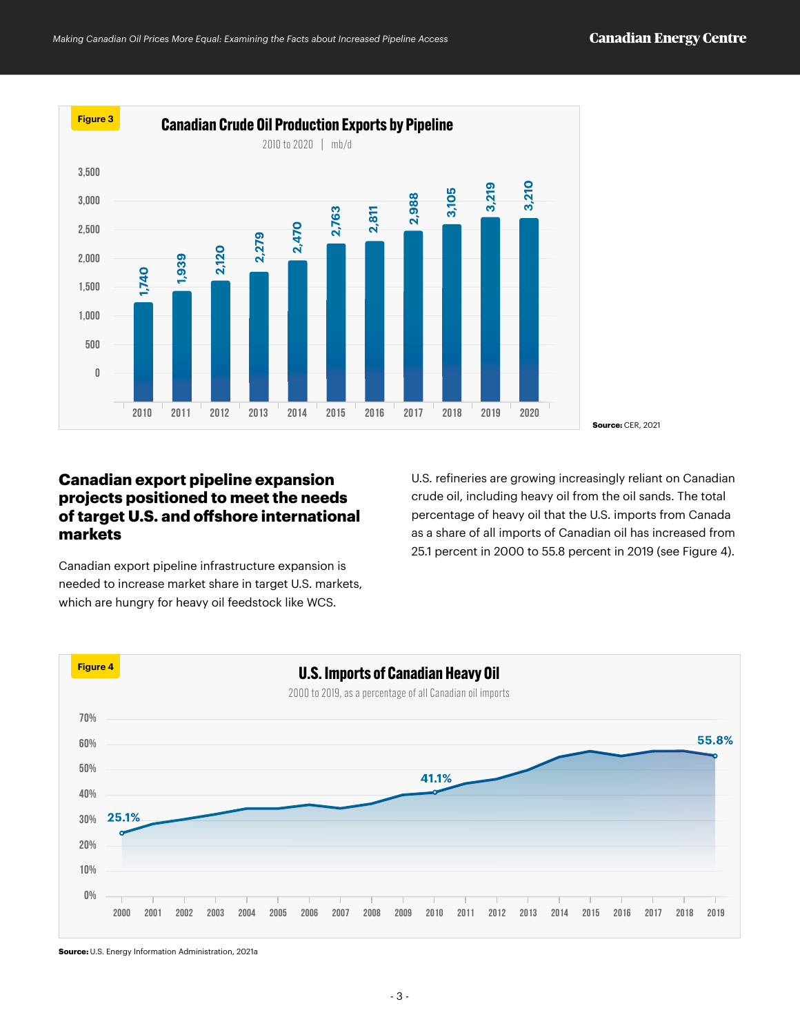**Figure 3**

**Canadian Crude Oil Production Exports by Pipeline**

2010 to 2020 | mb/d

| Year | mb/d |
|---|---|
| 2010 | 1,740 |
| 2011 | 1,939 |
| 2012 | 2,120 |
| 2013 | 2,279 |
| 2014 | 2,470 |
| 2015 | 2,763 |
| 2016 | 2,811 |
| 2017 | 2,988 |
| 2018 | 3,105 |
| 2019 | 3,219 |
| 2020 | 3,210 |

**Source:** CER, 2021

## Canadian export pipeline expansion projects positioned to meet the needs of target U.S. and offshore international markets

Canadian export pipeline infrastructure expansion is needed to increase market share in target U.S. markets, which are hungry for heavy oil feedstock like WCS.

U.S. refineries are growing increasingly reliant on Canadian crude oil, including heavy oil from the oil sands. The total percentage of heavy oil that the U.S. imports from Canada as a share of all imports of Canadian oil has increased from 25.1 percent in 2000 to 55.8 percent in 2019 (see Figure 4).

**Figure 4**

**U.S. Imports of Canadian Heavy Oil**

2000 to 2019, as a percentage of all Canadian oil imports

| Year | Share |
|---|---|
| 2000 | 25.1% |
| 2010 | 41.1% |
| 2019 | 55.8% |

**Source:** U.S. Energy Information Administration, 2021a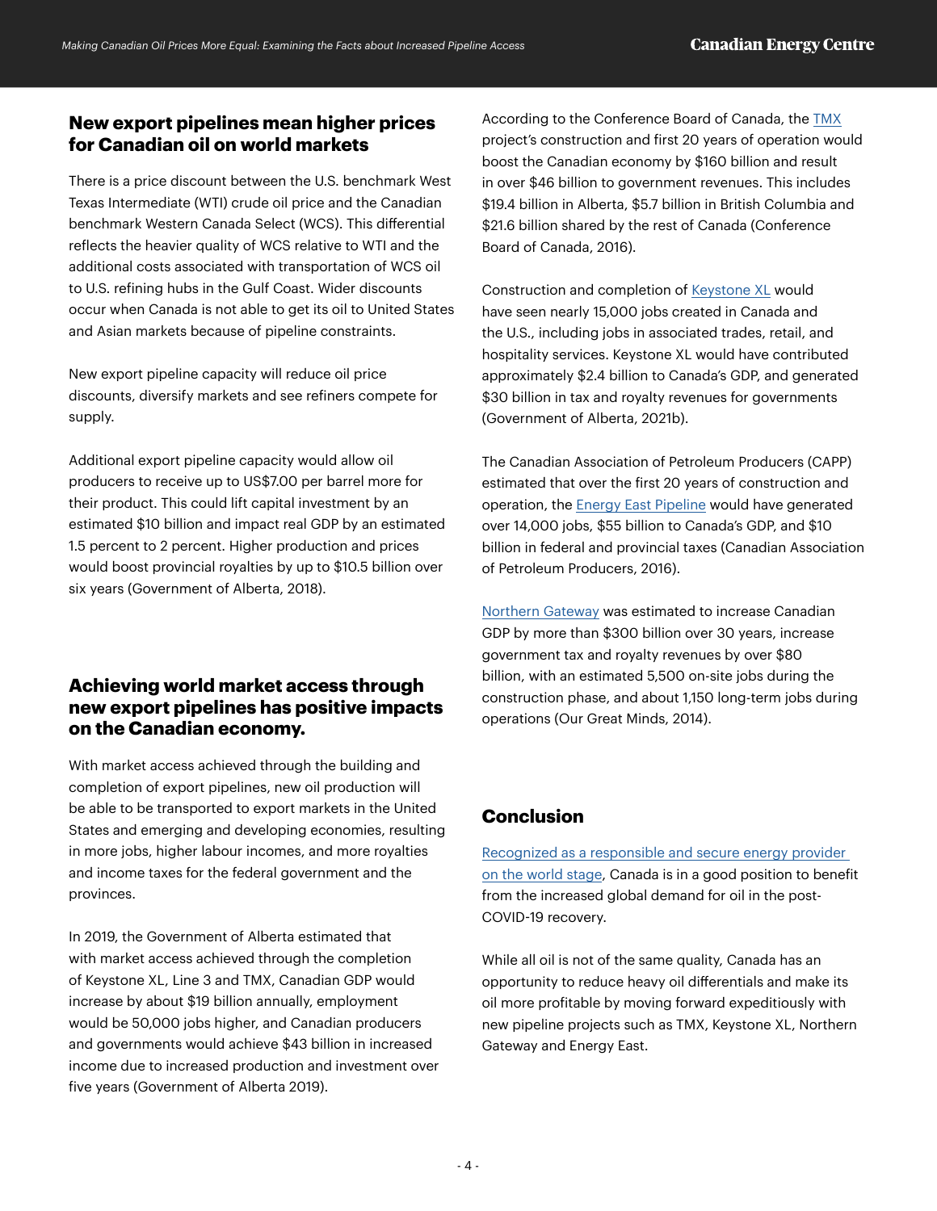## New export pipelines mean higher prices for Canadian oil on world markets

There is a price discount between the U.S. benchmark West Texas Intermediate (WTI) crude oil price and the Canadian benchmark Western Canada Select (WCS). This differential reflects the heavier quality of WCS relative to WTI and the additional costs associated with transportation of WCS oil to U.S. refining hubs in the Gulf Coast. Wider discounts occur when Canada is not able to get its oil to United States and Asian markets because of pipeline constraints.

New export pipeline capacity will reduce oil price discounts, diversify markets and see refiners compete for supply.

Additional export pipeline capacity would allow oil producers to receive up to US$7.00 per barrel more for their product. This could lift capital investment by an estimated $10 billion and impact real GDP by an estimated 1.5 percent to 2 percent. Higher production and prices would boost provincial royalties by up to $10.5 billion over six years (Government of Alberta, 2018).

## Achieving world market access through new export pipelines has positive impacts on the Canadian economy.

With market access achieved through the building and completion of export pipelines, new oil production will be able to be transported to export markets in the United States and emerging and developing economies, resulting in more jobs, higher labour incomes, and more royalties and income taxes for the federal government and the provinces.

In 2019, the Government of Alberta estimated that with market access achieved through the completion of Keystone XL, Line 3 and TMX, Canadian GDP would increase by about $19 billion annually, employment would be 50,000 jobs higher, and Canadian producers and governments would achieve $43 billion in increased income due to increased production and investment over five years (Government of Alberta 2019).

According to the Conference Board of Canada, the TMX project's construction and first 20 years of operation would boost the Canadian economy by $160 billion and result in over $46 billion to government revenues. This includes $19.4 billion in Alberta, $5.7 billion in British Columbia and $21.6 billion shared by the rest of Canada (Conference Board of Canada, 2016).

Construction and completion of Keystone XL would have seen nearly 15,000 jobs created in Canada and the U.S., including jobs in associated trades, retail, and hospitality services. Keystone XL would have contributed approximately $2.4 billion to Canada's GDP, and generated $30 billion in tax and royalty revenues for governments (Government of Alberta, 2021b).

The Canadian Association of Petroleum Producers (CAPP) estimated that over the first 20 years of construction and operation, the Energy East Pipeline would have generated over 14,000 jobs, $55 billion to Canada's GDP, and $10 billion in federal and provincial taxes (Canadian Association of Petroleum Producers, 2016).

Northern Gateway was estimated to increase Canadian GDP by more than $300 billion over 30 years, increase government tax and royalty revenues by over $80 billion, with an estimated 5,500 on-site jobs during the construction phase, and about 1,150 long-term jobs during operations (Our Great Minds, 2014).

## Conclusion

Recognized as a responsible and secure energy provider on the world stage, Canada is in a good position to benefit from the increased global demand for oil in the post-COVID-19 recovery.

While all oil is not of the same quality, Canada has an opportunity to reduce heavy oil differentials and make its oil more profitable by moving forward expeditiously with new pipeline projects such as TMX, Keystone XL, Northern Gateway and Energy East.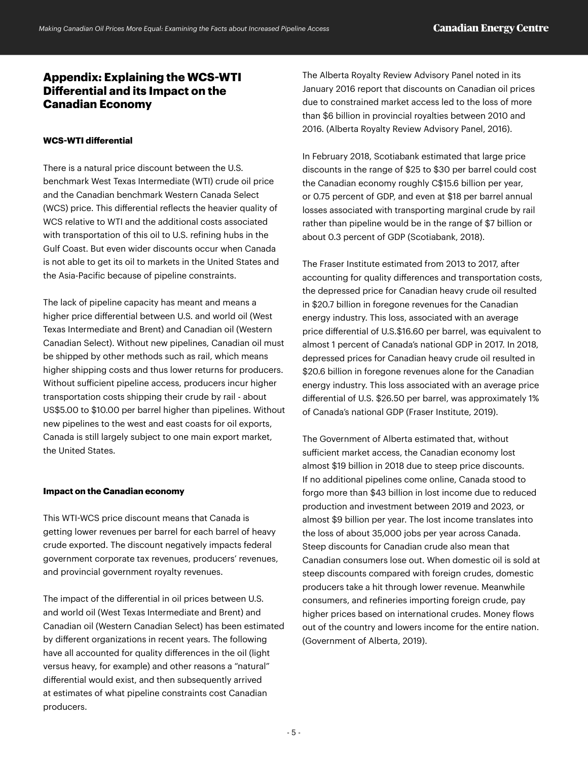## Appendix: Explaining the WCS-WTI Differential and its Impact on the Canadian Economy

#### WCS-WTI differential

There is a natural price discount between the U.S. benchmark West Texas Intermediate (WTI) crude oil price and the Canadian benchmark Western Canada Select (WCS) price. This differential reflects the heavier quality of WCS relative to WTI and the additional costs associated with transportation of this oil to U.S. refining hubs in the Gulf Coast. But even wider discounts occur when Canada is not able to get its oil to markets in the United States and the Asia-Pacific because of pipeline constraints.

The lack of pipeline capacity has meant and means a higher price differential between U.S. and world oil (West Texas Intermediate and Brent) and Canadian oil (Western Canadian Select). Without new pipelines, Canadian oil must be shipped by other methods such as rail, which means higher shipping costs and thus lower returns for producers. Without sufficient pipeline access, producers incur higher transportation costs shipping their crude by rail - about US$5.00 to $10.00 per barrel higher than pipelines. Without new pipelines to the west and east coasts for oil exports, Canada is still largely subject to one main export market, the United States.

#### Impact on the Canadian economy

This WTI-WCS price discount means that Canada is getting lower revenues per barrel for each barrel of heavy crude exported. The discount negatively impacts federal government corporate tax revenues, producers' revenues, and provincial government royalty revenues.

The impact of the differential in oil prices between U.S. and world oil (West Texas Intermediate and Brent) and Canadian oil (Western Canadian Select) has been estimated by different organizations in recent years. The following have all accounted for quality differences in the oil (light versus heavy, for example) and other reasons a "natural" differential would exist, and then subsequently arrived at estimates of what pipeline constraints cost Canadian producers.

The Alberta Royalty Review Advisory Panel noted in its January 2016 report that discounts on Canadian oil prices due to constrained market access led to the loss of more than $6 billion in provincial royalties between 2010 and 2016. (Alberta Royalty Review Advisory Panel, 2016).

In February 2018, Scotiabank estimated that large price discounts in the range of $25 to $30 per barrel could cost the Canadian economy roughly C$15.6 billion per year, or 0.75 percent of GDP, and even at $18 per barrel annual losses associated with transporting marginal crude by rail rather than pipeline would be in the range of $7 billion or about 0.3 percent of GDP (Scotiabank, 2018).

The Fraser Institute estimated from 2013 to 2017, after accounting for quality differences and transportation costs, the depressed price for Canadian heavy crude oil resulted in $20.7 billion in foregone revenues for the Canadian energy industry. This loss, associated with an average price differential of U.S.$16.60 per barrel, was equivalent to almost 1 percent of Canada's national GDP in 2017. In 2018, depressed prices for Canadian heavy crude oil resulted in $20.6 billion in foregone revenues alone for the Canadian energy industry. This loss associated with an average price differential of U.S. $26.50 per barrel, was approximately 1% of Canada's national GDP (Fraser Institute, 2019).

The Government of Alberta estimated that, without sufficient market access, the Canadian economy lost almost $19 billion in 2018 due to steep price discounts. If no additional pipelines come online, Canada stood to forgo more than $43 billion in lost income due to reduced production and investment between 2019 and 2023, or almost $9 billion per year. The lost income translates into the loss of about 35,000 jobs per year across Canada. Steep discounts for Canadian crude also mean that Canadian consumers lose out. When domestic oil is sold at steep discounts compared with foreign crudes, domestic producers take a hit through lower revenue. Meanwhile consumers, and refineries importing foreign crude, pay higher prices based on international crudes. Money flows out of the country and lowers income for the entire nation. (Government of Alberta, 2019).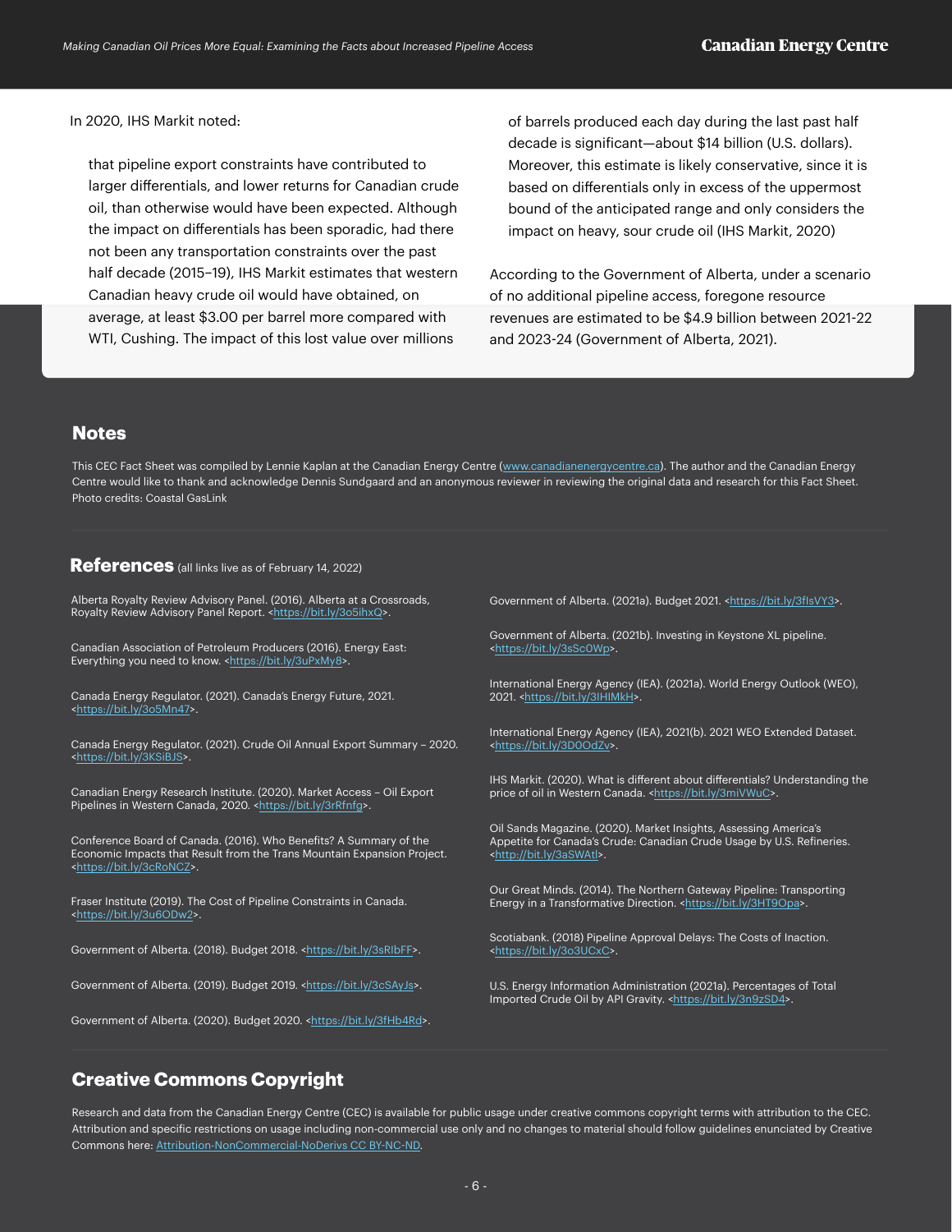In 2020, IHS Markit noted:

> that pipeline export constraints have contributed to larger differentials, and lower returns for Canadian crude oil, than otherwise would have been expected. Although the impact on differentials has been sporadic, had there not been any transportation constraints over the past half decade (2015–19), IHS Markit estimates that western Canadian heavy crude oil would have obtained, on average, at least $3.00 per barrel more compared with WTI, Cushing. The impact of this lost value over millions of barrels produced each day during the last past half decade is significant—about $14 billion (U.S. dollars). Moreover, this estimate is likely conservative, since it is based on differentials only in excess of the uppermost bound of the anticipated range and only considers the impact on heavy, sour crude oil (IHS Markit, 2020)

According to the Government of Alberta, under a scenario of no additional pipeline access, foregone resource revenues are estimated to be $4.9 billion between 2021-22 and 2023-24 (Government of Alberta, 2021).

## Notes

This CEC Fact Sheet was compiled by Lennie Kaplan at the Canadian Energy Centre (www.canadianenergycentre.ca). The author and the Canadian Energy Centre would like to thank and acknowledge Dennis Sundgaard and an anonymous reviewer in reviewing the original data and research for this Fact Sheet. Photo credits: Coastal GasLink

## References (all links live as of February 14, 2022)

Alberta Royalty Review Advisory Panel. (2016). Alberta at a Crossroads, Royalty Review Advisory Panel Report. <https://bit.ly/3o5ihxQ>.

Canadian Association of Petroleum Producers (2016). Energy East: Everything you need to know. <https://bit.ly/3uPxMy8>.

Canada Energy Regulator. (2021). Canada's Energy Future, 2021. <https://bit.ly/3o5Mn47>.

Canada Energy Regulator. (2021). Crude Oil Annual Export Summary – 2020. <https://bit.ly/3KSiBJS>.

Canadian Energy Research Institute. (2020). Market Access – Oil Export Pipelines in Western Canada, 2020. <https://bit.ly/3rRfnfg>.

Conference Board of Canada. (2016). Who Benefits? A Summary of the Economic Impacts that Result from the Trans Mountain Expansion Project. <https://bit.ly/3cRoNCZ>.

Fraser Institute (2019). The Cost of Pipeline Constraints in Canada. <https://bit.ly/3u6ODw2>.

Government of Alberta. (2018). Budget 2018. <https://bit.ly/3sRlbFF>.

Government of Alberta. (2019). Budget 2019. <https://bit.ly/3cSAyJs>.

Government of Alberta. (2020). Budget 2020. <https://bit.ly/3fHb4Rd>.

Government of Alberta. (2021a). Budget 2021. <https://bit.ly/3fIsVY3>.

Government of Alberta. (2021b). Investing in Keystone XL pipeline. <https://bit.ly/3sSc0Wp>.

International Energy Agency (IEA). (2021a). World Energy Outlook (WEO), 2021. <https://bit.ly/3IHIMkH>.

International Energy Agency (IEA), 2021(b). 2021 WEO Extended Dataset. <https://bit.ly/3D0OdZv>.

IHS Markit. (2020). What is different about differentials? Understanding the price of oil in Western Canada. <https://bit.ly/3miVWuC>.

Oil Sands Magazine. (2020). Market Insights, Assessing America's Appetite for Canada's Crude: Canadian Crude Usage by U.S. Refineries. <http://bit.ly/3aSWAtl>.

Our Great Minds. (2014). The Northern Gateway Pipeline: Transporting Energy in a Transformative Direction. <https://bit.ly/3HT9Opa>.

Scotiabank. (2018) Pipeline Approval Delays: The Costs of Inaction. <https://bit.ly/3o3UCxC>.

U.S. Energy Information Administration (2021a). Percentages of Total Imported Crude Oil by API Gravity. <https://bit.ly/3n9zSD4>.

## Creative Commons Copyright

Research and data from the Canadian Energy Centre (CEC) is available for public usage under creative commons copyright terms with attribution to the CEC. Attribution and specific restrictions on usage including non-commercial use only and no changes to material should follow guidelines enunciated by Creative Commons here: Attribution-NonCommercial-NoDerivs CC BY-NC-ND.